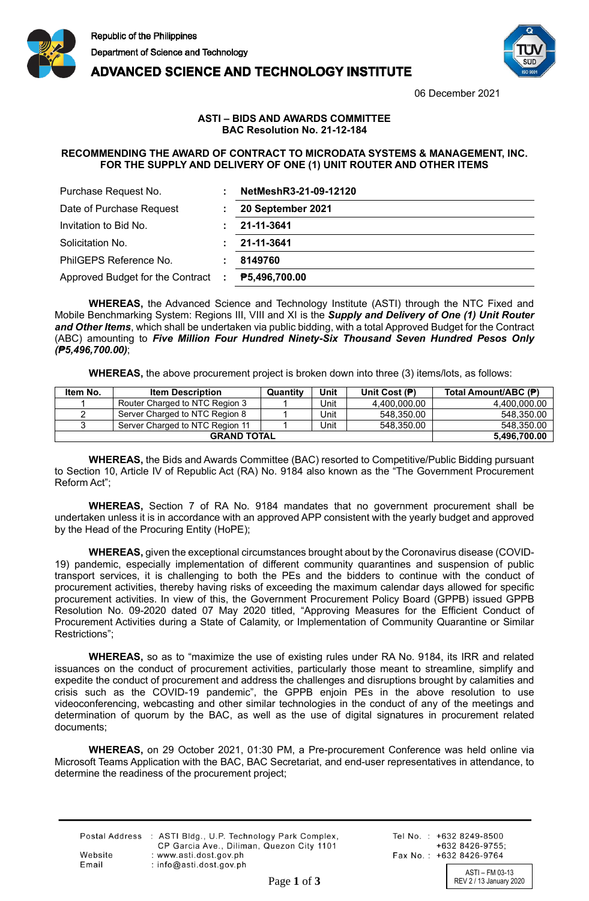Republic of the Philippines
Department of Science and Technology
**ADVANCED SCIENCE AND TECHNOLOGY INSTITUTE**

06 December 2021

**ASTI – BIDS AND AWARDS COMMITTEE**
**BAC Resolution No. 21-12-184**

**RECOMMENDING THE AWARD OF CONTRACT TO MICRODATA SYSTEMS & MANAGEMENT, INC. FOR THE SUPPLY AND DELIVERY OF ONE (1) UNIT ROUTER AND OTHER ITEMS**

| | | |
|---|---|---|
| Purchase Request No. | : | **NetMeshR3-21-09-12120** |
| Date of Purchase Request | : | **20 September 2021** |
| Invitation to Bid No. | : | **21-11-3641** |
| Solicitation No. | : | **21-11-3641** |
| PhilGEPS Reference No. | : | **8149760** |
| Approved Budget for the Contract | : | **₱5,496,700.00** |

**WHEREAS,** the Advanced Science and Technology Institute (ASTI) through the NTC Fixed and Mobile Benchmarking System: Regions III, VIII and XI is the ***Supply and Delivery of One (1) Unit Router and Other Items***, which shall be undertaken via public bidding, with a total Approved Budget for the Contract (ABC) amounting to ***Five Million Four Hundred Ninety-Six Thousand Seven Hundred Pesos Only (₱5,496,700.00)***;

**WHEREAS,** the above procurement project is broken down into three (3) items/lots, as follows:

| Item No. | Item Description | Quantity | Unit | Unit Cost (₱) | Total Amount/ABC (₱) |
|---|---|---|---|---|---|
| 1 | Router Charged to NTC Region 3 | 1 | Unit | 4,400,000.00 | 4,400,000.00 |
| 2 | Server Charged to NTC Region 8 | 1 | Unit | 548,350.00 | 548,350.00 |
| 3 | Server Charged to NTC Region 11 | 1 | Unit | 548,350.00 | 548,350.00 |
| **GRAND TOTAL** | | | | | **5,496,700.00** |

**WHEREAS,** the Bids and Awards Committee (BAC) resorted to Competitive/Public Bidding pursuant to Section 10, Article IV of Republic Act (RA) No. 9184 also known as the "The Government Procurement Reform Act";

**WHEREAS,** Section 7 of RA No. 9184 mandates that no government procurement shall be undertaken unless it is in accordance with an approved APP consistent with the yearly budget and approved by the Head of the Procuring Entity (HoPE);

**WHEREAS,** given the exceptional circumstances brought about by the Coronavirus disease (COVID-19) pandemic, especially implementation of different community quarantines and suspension of public transport services, it is challenging to both the PEs and the bidders to continue with the conduct of procurement activities, thereby having risks of exceeding the maximum calendar days allowed for specific procurement activities. In view of this, the Government Procurement Policy Board (GPPB) issued GPPB Resolution No. 09-2020 dated 07 May 2020 titled, "Approving Measures for the Efficient Conduct of Procurement Activities during a State of Calamity, or Implementation of Community Quarantine or Similar Restrictions";

**WHEREAS,** so as to "maximize the use of existing rules under RA No. 9184, its IRR and related issuances on the conduct of procurement activities, particularly those meant to streamline, simplify and expedite the conduct of procurement and address the challenges and disruptions brought by calamities and crisis such as the COVID-19 pandemic", the GPPB enjoin PEs in the above resolution to use videoconferencing, webcasting and other similar technologies in the conduct of any of the meetings and determination of quorum by the BAC, as well as the use of digital signatures in procurement related documents;

**WHEREAS,** on 29 October 2021, 01:30 PM, a Pre-procurement Conference was held online via Microsoft Teams Application with the BAC, BAC Secretariat, and end-user representatives in attendance, to determine the readiness of the procurement project;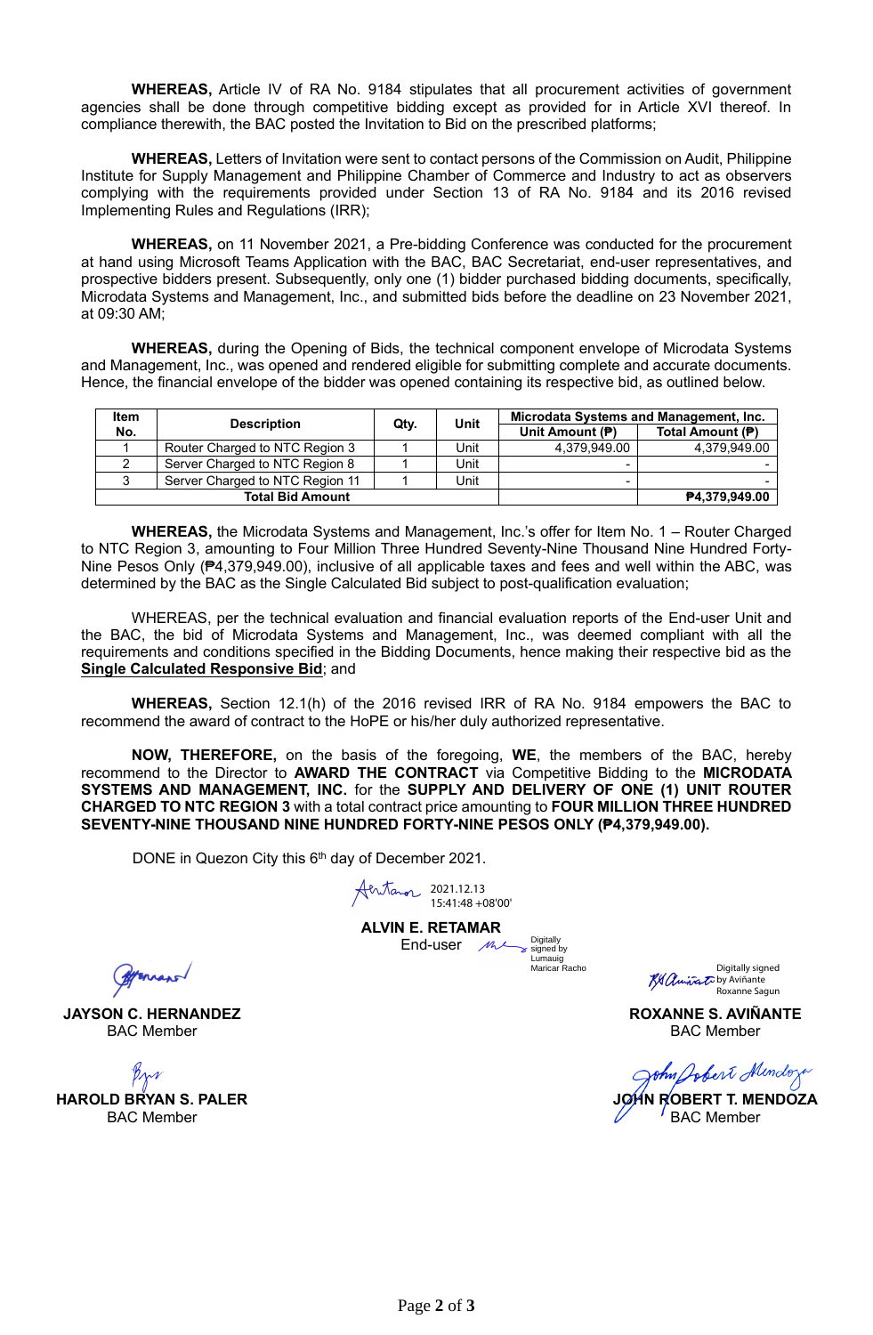**WHEREAS,** Article IV of RA No. 9184 stipulates that all procurement activities of government agencies shall be done through competitive bidding except as provided for in Article XVI thereof. In compliance therewith, the BAC posted the Invitation to Bid on the prescribed platforms;

**WHEREAS,** Letters of Invitation were sent to contact persons of the Commission on Audit, Philippine Institute for Supply Management and Philippine Chamber of Commerce and Industry to act as observers complying with the requirements provided under Section 13 of RA No. 9184 and its 2016 revised Implementing Rules and Regulations (IRR);

**WHEREAS,** on 11 November 2021, a Pre-bidding Conference was conducted for the procurement at hand using Microsoft Teams Application with the BAC, BAC Secretariat, end-user representatives, and prospective bidders present. Subsequently, only one (1) bidder purchased bidding documents, specifically, Microdata Systems and Management, Inc., and submitted bids before the deadline on 23 November 2021, at 09:30 AM;

**WHEREAS,** during the Opening of Bids, the technical component envelope of Microdata Systems and Management, Inc., was opened and rendered eligible for submitting complete and accurate documents. Hence, the financial envelope of the bidder was opened containing its respective bid, as outlined below.

| Item No. | Description | Qty. | Unit | Microdata Systems and Management, Inc. | |
|---|---|---|---|---|---|
| | | | | **Unit Amount (₱)** | **Total Amount (₱)** |
| 1 | Router Charged to NTC Region 3 | 1 | Unit | 4,379,949.00 | 4,379,949.00 |
| 2 | Server Charged to NTC Region 8 | 1 | Unit | - | - |
| 3 | Server Charged to NTC Region 11 | 1 | Unit | - | - |
| **Total Bid Amount** | | | | | **₱4,379,949.00** |

**WHEREAS,** the Microdata Systems and Management, Inc.'s offer for Item No. 1 – Router Charged to NTC Region 3, amounting to Four Million Three Hundred Seventy-Nine Thousand Nine Hundred Forty-Nine Pesos Only (₱4,379,949.00), inclusive of all applicable taxes and fees and well within the ABC, was determined by the BAC as the Single Calculated Bid subject to post-qualification evaluation;

WHEREAS, per the technical evaluation and financial evaluation reports of the End-user Unit and the BAC, the bid of Microdata Systems and Management, Inc., was deemed compliant with all the requirements and conditions specified in the Bidding Documents, hence making their respective bid as the **Single Calculated Responsive Bid**; and

**WHEREAS,** Section 12.1(h) of the 2016 revised IRR of RA No. 9184 empowers the BAC to recommend the award of contract to the HoPE or his/her duly authorized representative.

**NOW, THEREFORE,** on the basis of the foregoing, **WE**, the members of the BAC, hereby recommend to the Director to **AWARD THE CONTRACT** via Competitive Bidding to the **MICRODATA SYSTEMS AND MANAGEMENT, INC.** for the **SUPPLY AND DELIVERY OF ONE (1) UNIT ROUTER CHARGED TO NTC REGION 3** with a total contract price amounting to **FOUR MILLION THREE HUNDRED SEVENTY-NINE THOUSAND NINE HUNDRED FORTY-NINE PESOS ONLY (₱4,379,949.00).**

DONE in Quezon City this 6th day of December 2021.

2021.12.13 15:41:48 +08'00'

**ALVIN E. RETAMAR**
End-user

Digitally signed by Lumauig Maricar Racho

**JAYSON C. HERNANDEZ**
BAC Member

Digitally signed by Aviñante Roxanne Sagun

**ROXANNE S. AVIÑANTE**
BAC Member

**HAROLD BRYAN S. PALER**
BAC Member

**JOHN ROBERT T. MENDOZA**
BAC Member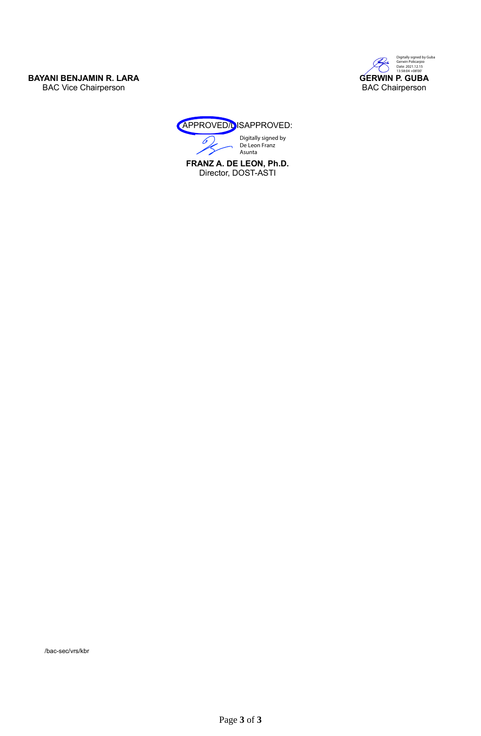**BAYANI BENJAMIN R. LARA**
BAC Vice Chairperson

Digitally signed by Guba Gerwin Policarpio
Date: 2021.12.15 13:58:04 +08'00'

**GERWIN P. GUBA**
BAC Chairperson

APPROVED/DISAPPROVED:

Digitally signed by De Leon Franz Asunta

**FRANZ A. DE LEON, Ph.D.**
Director, DOST-ASTI

/bac-sec/vrs/kbr